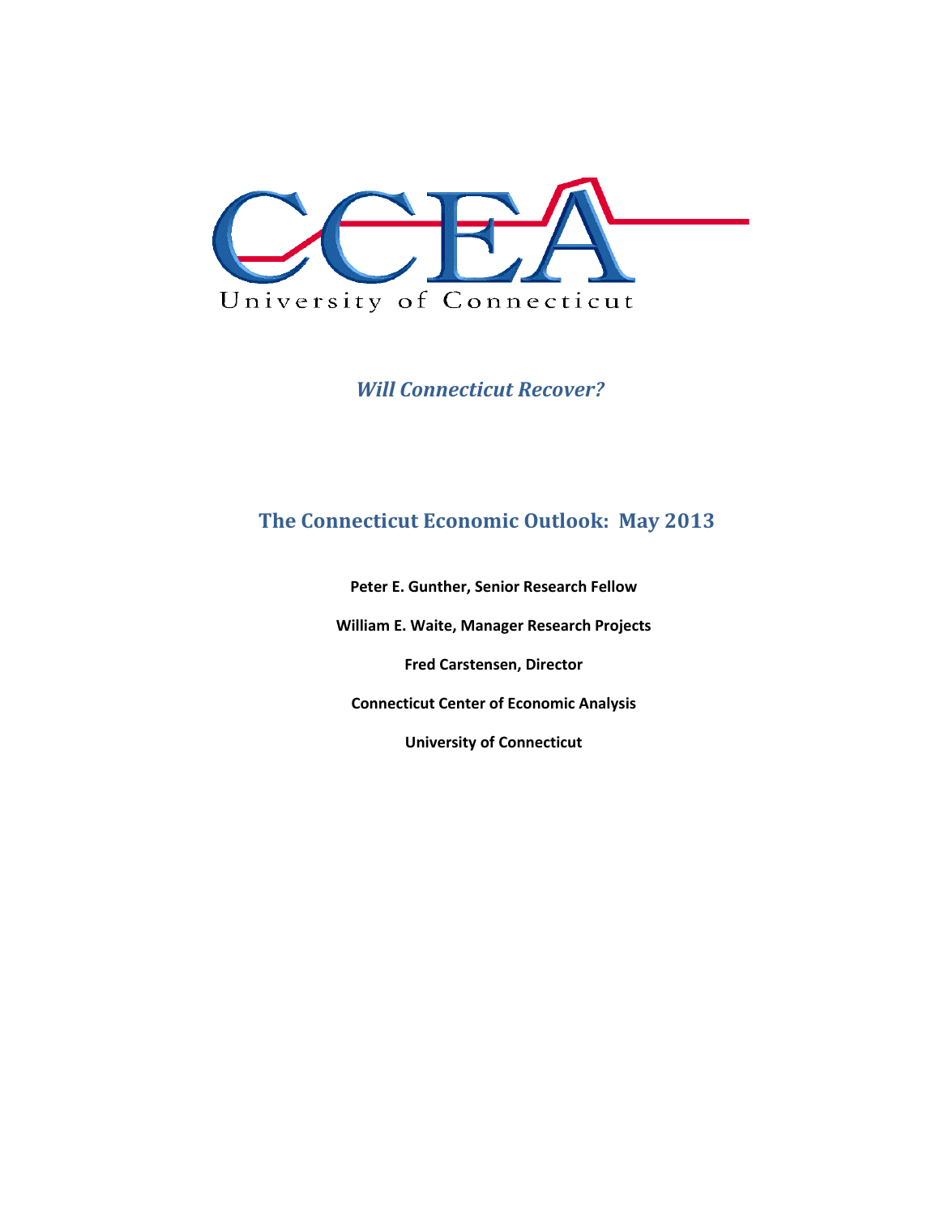CCEA

University of Connecticut

*Will Connecticut Recover?*

## The Connecticut Economic Outlook: May 2013

**Peter E. Gunther, Senior Research Fellow**

**William E. Waite, Manager Research Projects**

**Fred Carstensen, Director**

**Connecticut Center of Economic Analysis**

**University of Connecticut**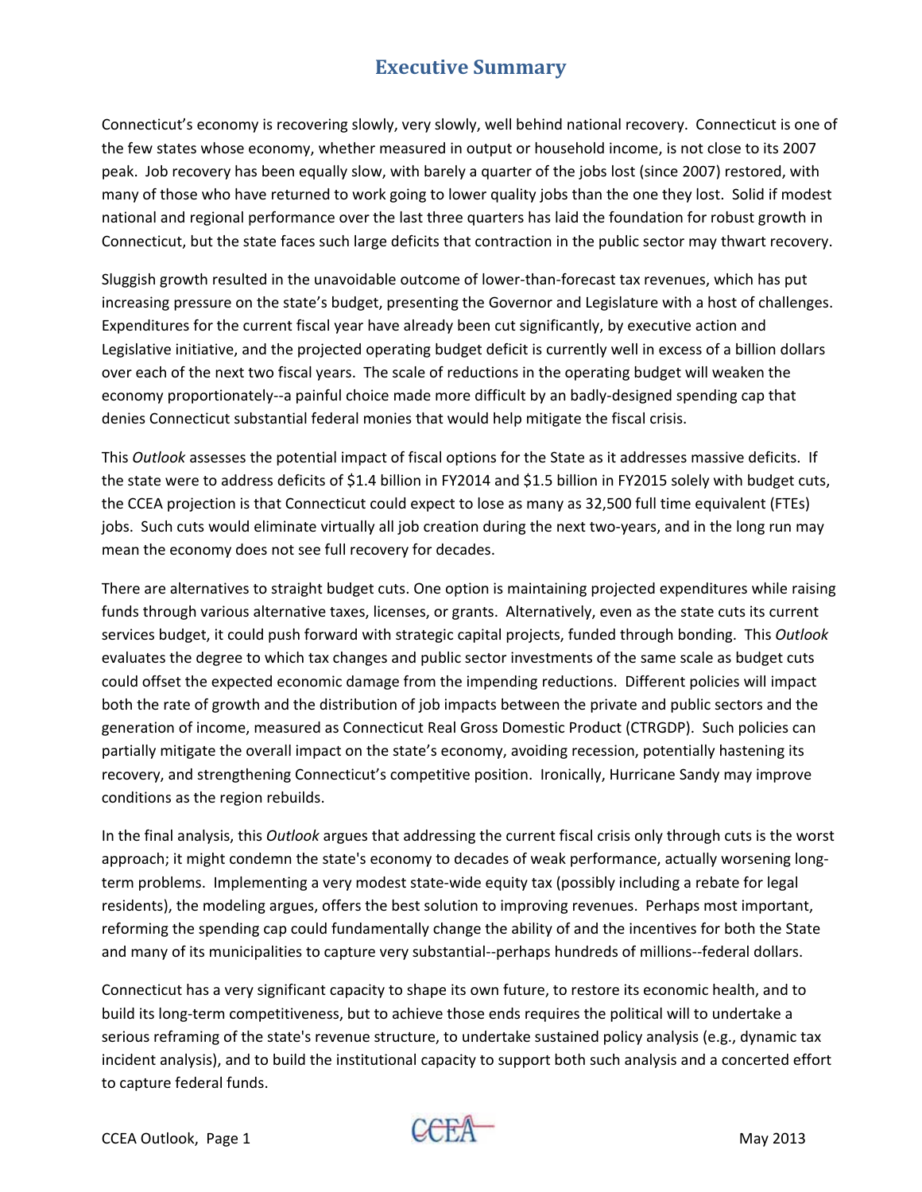# Executive Summary

Connecticut's economy is recovering slowly, very slowly, well behind national recovery. Connecticut is one of the few states whose economy, whether measured in output or household income, is not close to its 2007 peak. Job recovery has been equally slow, with barely a quarter of the jobs lost (since 2007) restored, with many of those who have returned to work going to lower quality jobs than the one they lost. Solid if modest national and regional performance over the last three quarters has laid the foundation for robust growth in Connecticut, but the state faces such large deficits that contraction in the public sector may thwart recovery.

Sluggish growth resulted in the unavoidable outcome of lower-than-forecast tax revenues, which has put increasing pressure on the state's budget, presenting the Governor and Legislature with a host of challenges. Expenditures for the current fiscal year have already been cut significantly, by executive action and Legislative initiative, and the projected operating budget deficit is currently well in excess of a billion dollars over each of the next two fiscal years. The scale of reductions in the operating budget will weaken the economy proportionately--a painful choice made more difficult by an badly-designed spending cap that denies Connecticut substantial federal monies that would help mitigate the fiscal crisis.

This *Outlook* assesses the potential impact of fiscal options for the State as it addresses massive deficits. If the state were to address deficits of $1.4 billion in FY2014 and $1.5 billion in FY2015 solely with budget cuts, the CCEA projection is that Connecticut could expect to lose as many as 32,500 full time equivalent (FTEs) jobs. Such cuts would eliminate virtually all job creation during the next two-years, and in the long run may mean the economy does not see full recovery for decades.

There are alternatives to straight budget cuts. One option is maintaining projected expenditures while raising funds through various alternative taxes, licenses, or grants. Alternatively, even as the state cuts its current services budget, it could push forward with strategic capital projects, funded through bonding. This *Outlook* evaluates the degree to which tax changes and public sector investments of the same scale as budget cuts could offset the expected economic damage from the impending reductions. Different policies will impact both the rate of growth and the distribution of job impacts between the private and public sectors and the generation of income, measured as Connecticut Real Gross Domestic Product (CTRGDP). Such policies can partially mitigate the overall impact on the state's economy, avoiding recession, potentially hastening its recovery, and strengthening Connecticut's competitive position. Ironically, Hurricane Sandy may improve conditions as the region rebuilds.

In the final analysis, this *Outlook* argues that addressing the current fiscal crisis only through cuts is the worst approach; it might condemn the state's economy to decades of weak performance, actually worsening long-term problems. Implementing a very modest state-wide equity tax (possibly including a rebate for legal residents), the modeling argues, offers the best solution to improving revenues. Perhaps most important, reforming the spending cap could fundamentally change the ability of and the incentives for both the State and many of its municipalities to capture very substantial--perhaps hundreds of millions--federal dollars.

Connecticut has a very significant capacity to shape its own future, to restore its economic health, and to build its long-term competitiveness, but to achieve those ends requires the political will to undertake a serious reframing of the state's revenue structure, to undertake sustained policy analysis (e.g., dynamic tax incident analysis), and to build the institutional capacity to support both such analysis and a concerted effort to capture federal funds.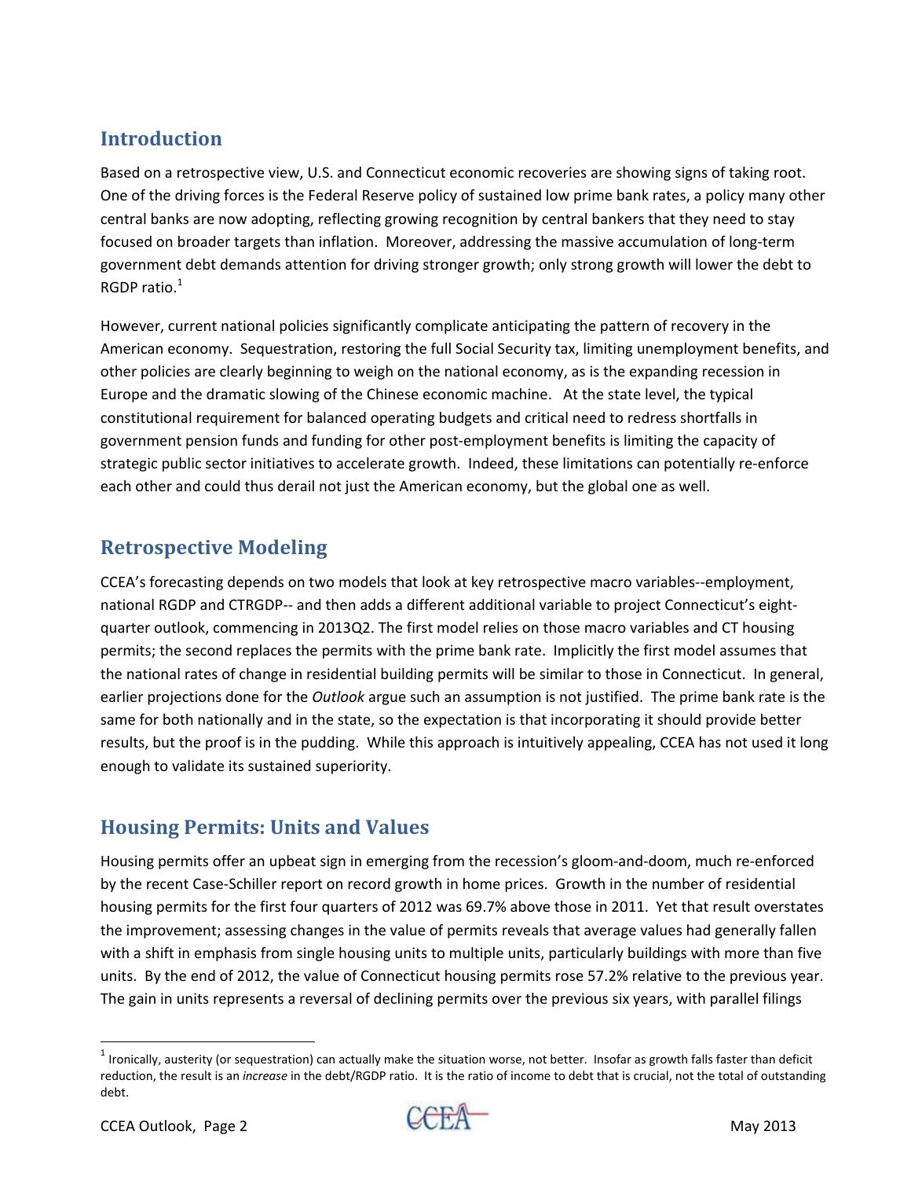## Introduction

Based on a retrospective view, U.S. and Connecticut economic recoveries are showing signs of taking root. One of the driving forces is the Federal Reserve policy of sustained low prime bank rates, a policy many other central banks are now adopting, reflecting growing recognition by central bankers that they need to stay focused on broader targets than inflation. Moreover, addressing the massive accumulation of long-term government debt demands attention for driving stronger growth; only strong growth will lower the debt to RGDP ratio.[1]

However, current national policies significantly complicate anticipating the pattern of recovery in the American economy. Sequestration, restoring the full Social Security tax, limiting unemployment benefits, and other policies are clearly beginning to weigh on the national economy, as is the expanding recession in Europe and the dramatic slowing of the Chinese economic machine. At the state level, the typical constitutional requirement for balanced operating budgets and critical need to redress shortfalls in government pension funds and funding for other post-employment benefits is limiting the capacity of strategic public sector initiatives to accelerate growth. Indeed, these limitations can potentially re-enforce each other and could thus derail not just the American economy, but the global one as well.

## Retrospective Modeling

CCEA's forecasting depends on two models that look at key retrospective macro variables--employment, national RGDP and CTRGDP-- and then adds a different additional variable to project Connecticut's eight-quarter outlook, commencing in 2013Q2. The first model relies on those macro variables and CT housing permits; the second replaces the permits with the prime bank rate. Implicitly the first model assumes that the national rates of change in residential building permits will be similar to those in Connecticut. In general, earlier projections done for the *Outlook* argue such an assumption is not justified. The prime bank rate is the same for both nationally and in the state, so the expectation is that incorporating it should provide better results, but the proof is in the pudding. While this approach is intuitively appealing, CCEA has not used it long enough to validate its sustained superiority.

## Housing Permits: Units and Values

Housing permits offer an upbeat sign in emerging from the recession's gloom-and-doom, much re-enforced by the recent Case-Schiller report on record growth in home prices. Growth in the number of residential housing permits for the first four quarters of 2012 was 69.7% above those in 2011. Yet that result overstates the improvement; assessing changes in the value of permits reveals that average values had generally fallen with a shift in emphasis from single housing units to multiple units, particularly buildings with more than five units. By the end of 2012, the value of Connecticut housing permits rose 57.2% relative to the previous year. The gain in units represents a reversal of declining permits over the previous six years, with parallel filings

---

[1] Ironically, austerity (or sequestration) can actually make the situation worse, not better. Insofar as growth falls faster than deficit reduction, the result is an *increase* in the debt/RGDP ratio. It is the ratio of income to debt that is crucial, not the total of outstanding debt.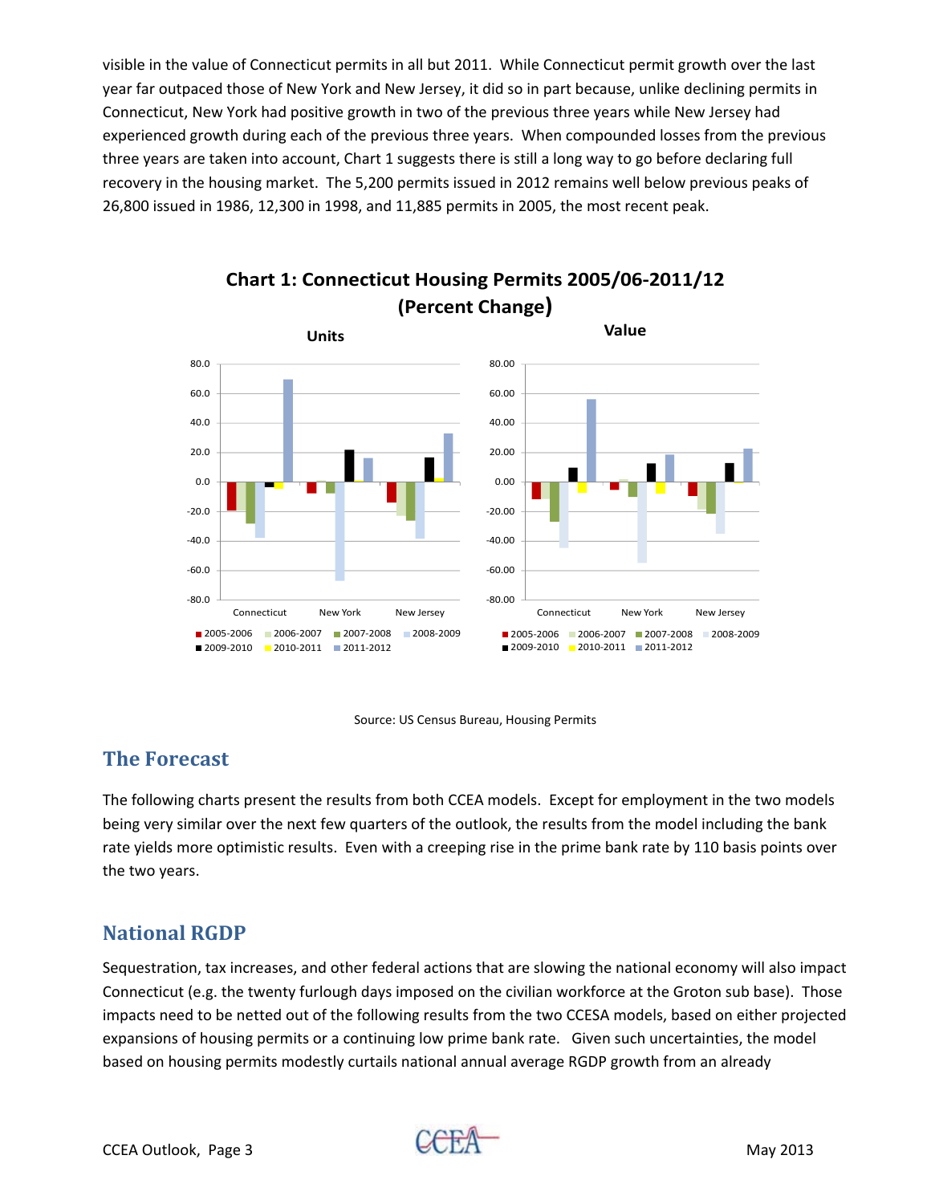visible in the value of Connecticut permits in all but 2011. While Connecticut permit growth over the last year far outpaced those of New York and New Jersey, it did so in part because, unlike declining permits in Connecticut, New York had positive growth in two of the previous three years while New Jersey had experienced growth during each of the previous three years. When compounded losses from the previous three years are taken into account, Chart 1 suggests there is still a long way to go before declaring full recovery in the housing market. The 5,200 permits issued in 2012 remains well below previous peaks of 26,800 issued in 1986, 12,300 in 1998, and 11,885 permits in 2005, the most recent peak.

**Chart 1: Connecticut Housing Permits 2005/06-2011/12 (Percent Change)**

Source: US Census Bureau, Housing Permits

## The Forecast

The following charts present the results from both CCEA models. Except for employment in the two models being very similar over the next few quarters of the outlook, the results from the model including the bank rate yields more optimistic results. Even with a creeping rise in the prime bank rate by 110 basis points over the two years.

## National RGDP

Sequestration, tax increases, and other federal actions that are slowing the national economy will also impact Connecticut (e.g. the twenty furlough days imposed on the civilian workforce at the Groton sub base). Those impacts need to be netted out of the following results from the two CCESA models, based on either projected expansions of housing permits or a continuing low prime bank rate. Given such uncertainties, the model based on housing permits modestly curtails national annual average RGDP growth from an already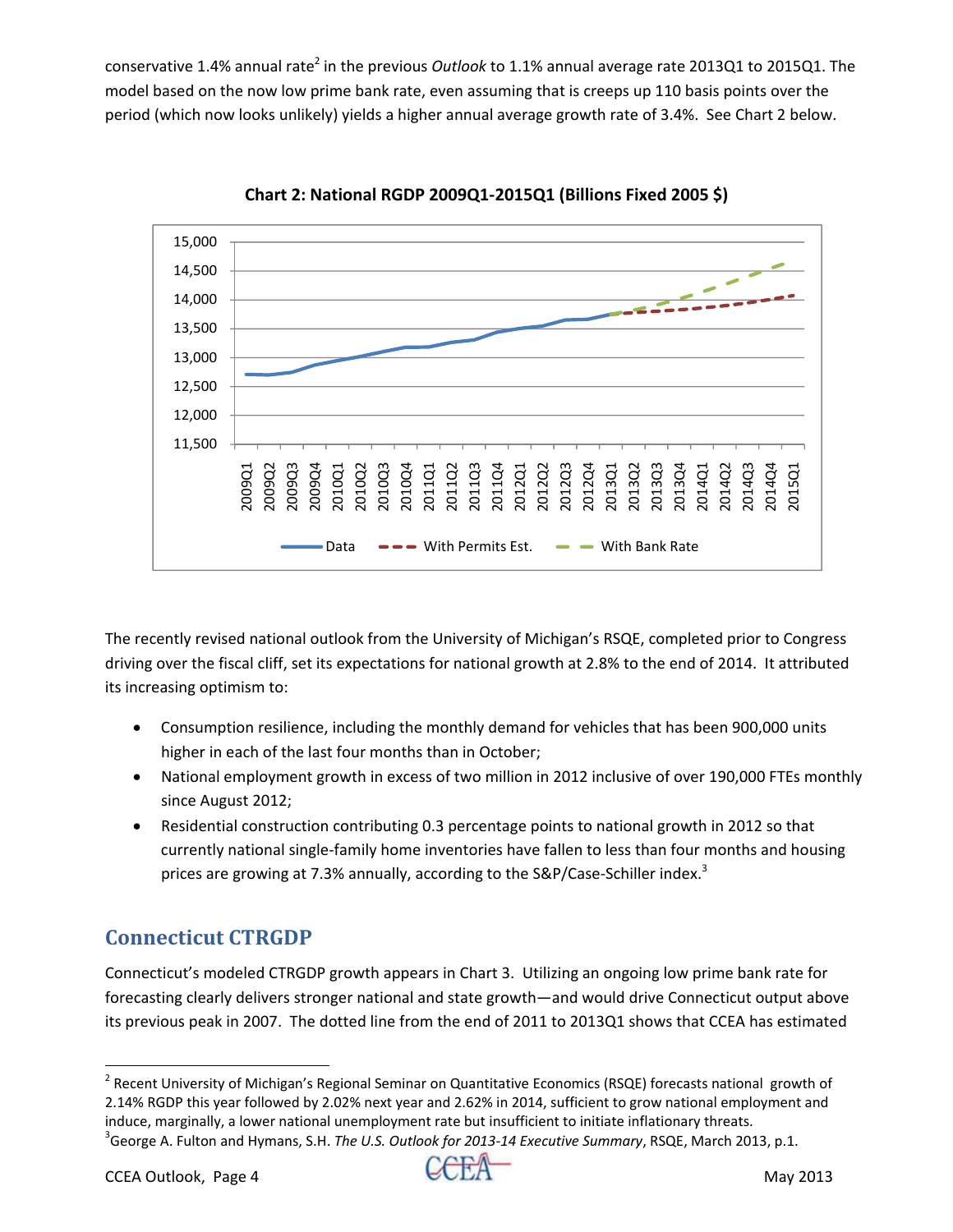conservative 1.4% annual rate[2] in the previous *Outlook* to 1.1% annual average rate 2013Q1 to 2015Q1. The model based on the now low prime bank rate, even assuming that is creeps up 110 basis points over the period (which now looks unlikely) yields a higher annual average growth rate of 3.4%. See Chart 2 below.

**Chart 2: National RGDP 2009Q1-2015Q1 (Billions Fixed 2005 $)**

The recently revised national outlook from the University of Michigan's RSQE, completed prior to Congress driving over the fiscal cliff, set its expectations for national growth at 2.8% to the end of 2014. It attributed its increasing optimism to:

- Consumption resilience, including the monthly demand for vehicles that has been 900,000 units higher in each of the last four months than in October;
- National employment growth in excess of two million in 2012 inclusive of over 190,000 FTEs monthly since August 2012;
- Residential construction contributing 0.3 percentage points to national growth in 2012 so that currently national single-family home inventories have fallen to less than four months and housing prices are growing at 7.3% annually, according to the S&P/Case-Schiller index.[3]

## Connecticut CTRGDP

Connecticut's modeled CTRGDP growth appears in Chart 3. Utilizing an ongoing low prime bank rate for forecasting clearly delivers stronger national and state growth—and would drive Connecticut output above its previous peak in 2007. The dotted line from the end of 2011 to 2013Q1 shows that CCEA has estimated

---

[2] Recent University of Michigan's Regional Seminar on Quantitative Economics (RSQE) forecasts national growth of 2.14% RGDP this year followed by 2.02% next year and 2.62% in 2014, sufficient to grow national employment and induce, marginally, a lower national unemployment rate but insufficient to initiate inflationary threats.

[3] George A. Fulton and Hymans, S.H. *The U.S. Outlook for 2013-14 Executive Summary*, RSQE, March 2013, p.1.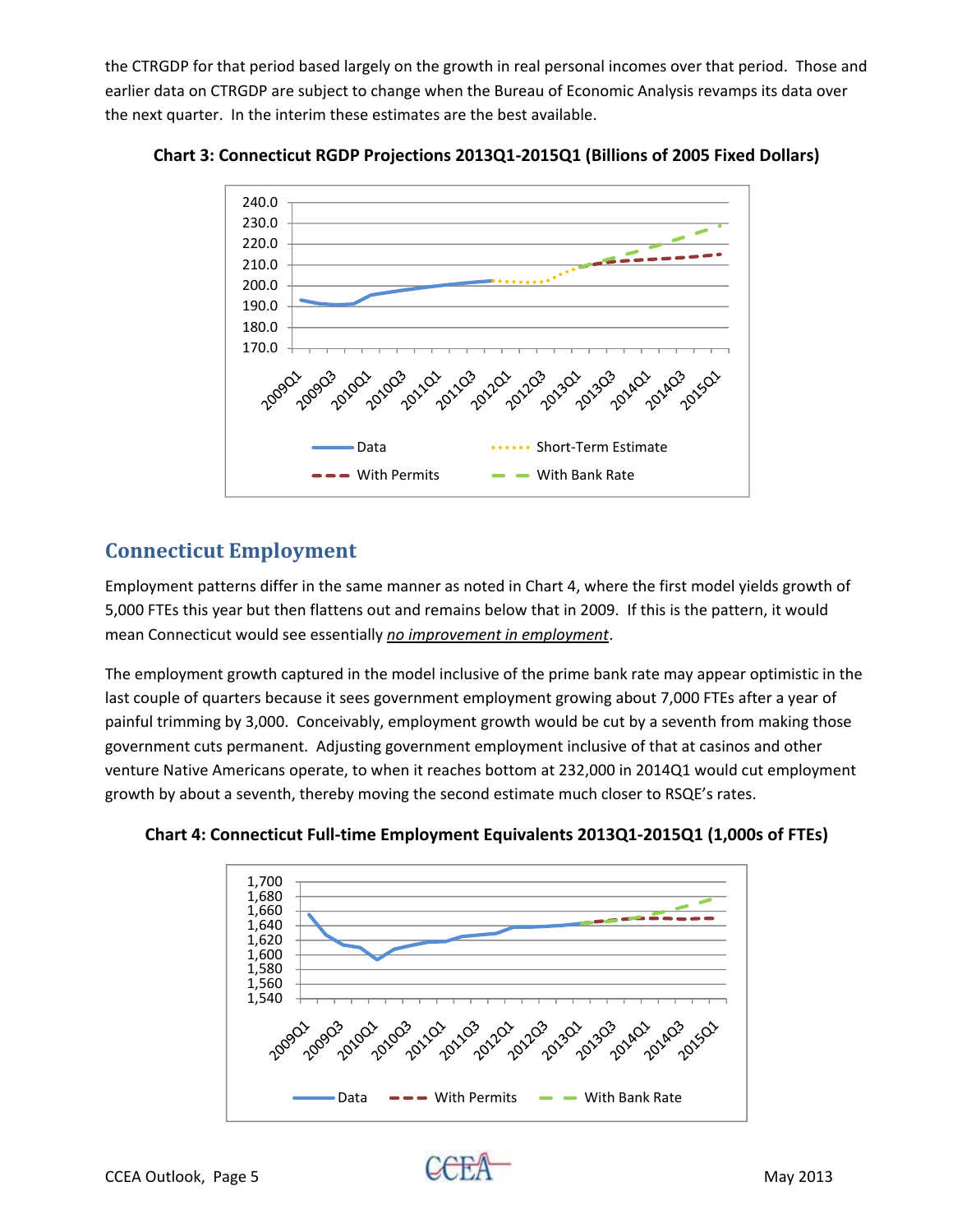the CTRGDP for that period based largely on the growth in real personal incomes over that period. Those and earlier data on CTRGDP are subject to change when the Bureau of Economic Analysis revamps its data over the next quarter. In the interim these estimates are the best available.

**Chart 3: Connecticut RGDP Projections 2013Q1-2015Q1 (Billions of 2005 Fixed Dollars)**

## Connecticut Employment

Employment patterns differ in the same manner as noted in Chart 4, where the first model yields growth of 5,000 FTEs this year but then flattens out and remains below that in 2009. If this is the pattern, it would mean Connecticut would see essentially *no improvement in employment*.

The employment growth captured in the model inclusive of the prime bank rate may appear optimistic in the last couple of quarters because it sees government employment growing about 7,000 FTEs after a year of painful trimming by 3,000. Conceivably, employment growth would be cut by a seventh from making those government cuts permanent. Adjusting government employment inclusive of that at casinos and other venture Native Americans operate, to when it reaches bottom at 232,000 in 2014Q1 would cut employment growth by about a seventh, thereby moving the second estimate much closer to RSQE's rates.

**Chart 4: Connecticut Full-time Employment Equivalents 2013Q1-2015Q1 (1,000s of FTEs)**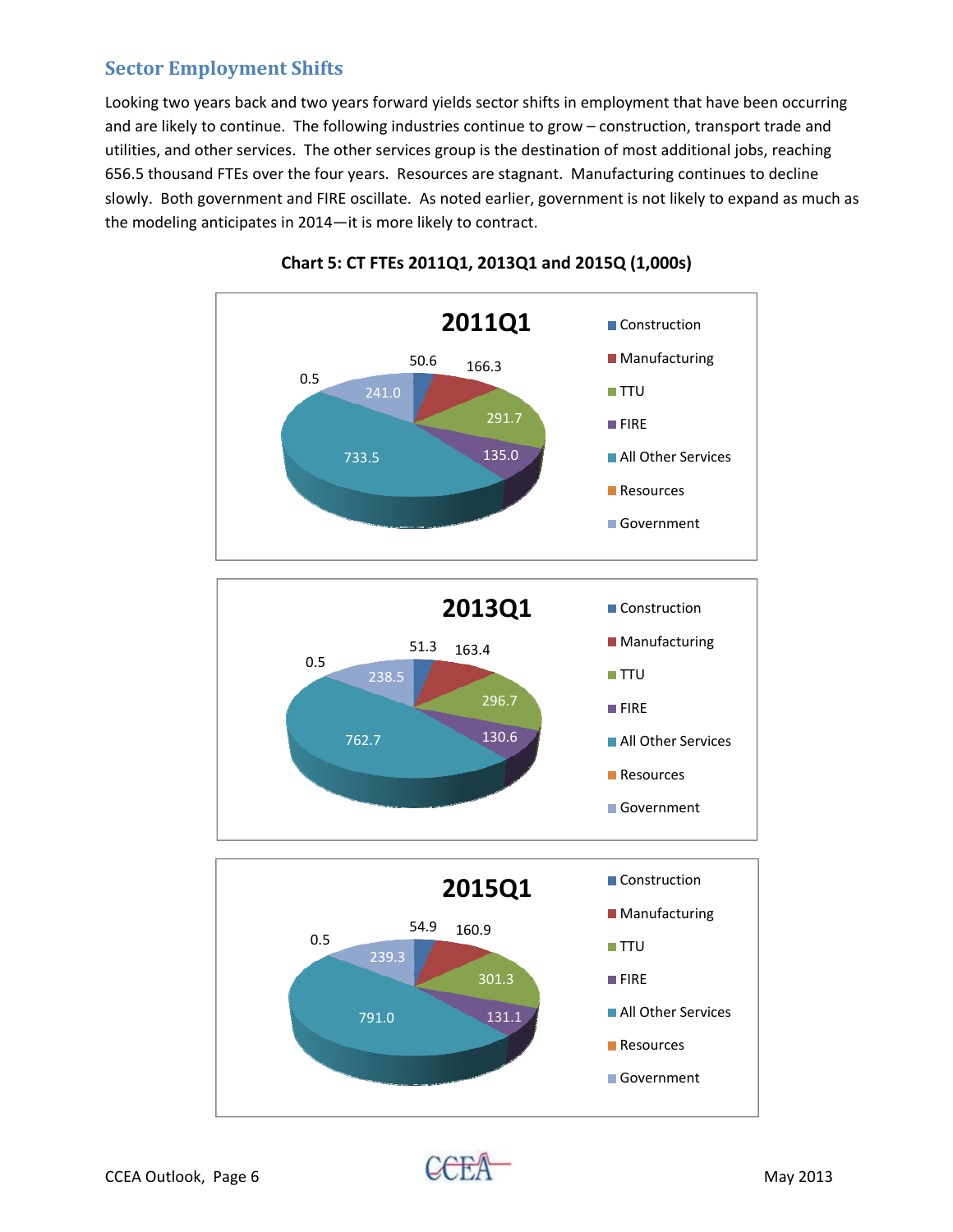## Sector Employment Shifts

Looking two years back and two years forward yields sector shifts in employment that have been occurring and are likely to continue. The following industries continue to grow – construction, transport trade and utilities, and other services. The other services group is the destination of most additional jobs, reaching 656.5 thousand FTEs over the four years. Resources are stagnant. Manufacturing continues to decline slowly. Both government and FIRE oscillate. As noted earlier, government is not likely to expand as much as the modeling anticipates in 2014—it is more likely to contract.

**Chart 5: CT FTEs 2011Q1, 2013Q1 and 2015Q (1,000s)**

| Sector | 2011Q1 | 2013Q1 | 2015Q1 |
|---|---|---|---|
| Construction | 50.6 | 51.3 | 54.9 |
| Manufacturing | 166.3 | 163.4 | 160.9 |
| TTU | 291.7 | 296.7 | 301.3 |
| FIRE | 135.0 | 130.6 | 131.1 |
| All Other Services | 733.5 | 762.7 | 791.0 |
| Resources | 0.5 | 0.5 | 0.5 |
| Government | 241.0 | 238.5 | 239.3 |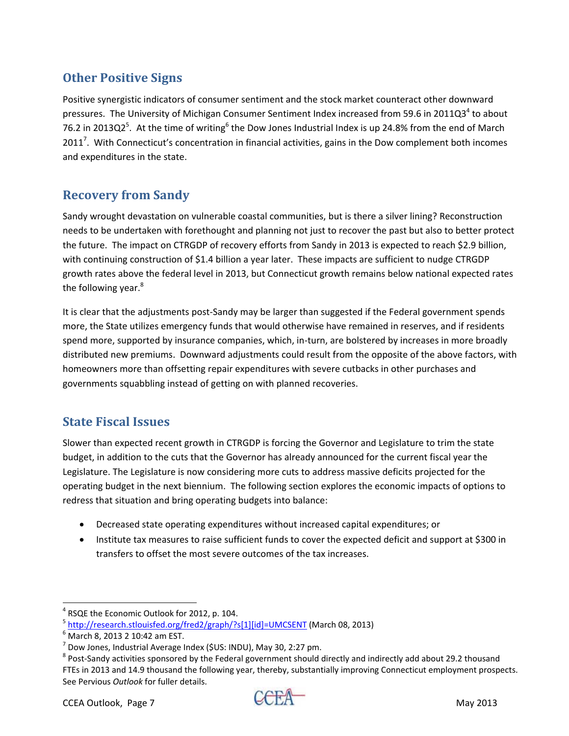## Other Positive Signs

Positive synergistic indicators of consumer sentiment and the stock market counteract other downward pressures. The University of Michigan Consumer Sentiment Index increased from 59.6 in 2011Q3[4] to about 76.2 in 2013Q2[5]. At the time of writing[6] the Dow Jones Industrial Index is up 24.8% from the end of March 2011[7]. With Connecticut's concentration in financial activities, gains in the Dow complement both incomes and expenditures in the state.

## Recovery from Sandy

Sandy wrought devastation on vulnerable coastal communities, but is there a silver lining? Reconstruction needs to be undertaken with forethought and planning not just to recover the past but also to better protect the future. The impact on CTRGDP of recovery efforts from Sandy in 2013 is expected to reach $2.9 billion, with continuing construction of $1.4 billion a year later. These impacts are sufficient to nudge CTRGDP growth rates above the federal level in 2013, but Connecticut growth remains below national expected rates the following year.[8]

It is clear that the adjustments post-Sandy may be larger than suggested if the Federal government spends more, the State utilizes emergency funds that would otherwise have remained in reserves, and if residents spend more, supported by insurance companies, which, in-turn, are bolstered by increases in more broadly distributed new premiums. Downward adjustments could result from the opposite of the above factors, with homeowners more than offsetting repair expenditures with severe cutbacks in other purchases and governments squabbling instead of getting on with planned recoveries.

## State Fiscal Issues

Slower than expected recent growth in CTRGDP is forcing the Governor and Legislature to trim the state budget, in addition to the cuts that the Governor has already announced for the current fiscal year the Legislature. The Legislature is now considering more cuts to address massive deficits projected for the operating budget in the next biennium. The following section explores the economic impacts of options to redress that situation and bring operating budgets into balance:

- Decreased state operating expenditures without increased capital expenditures; or
- Institute tax measures to raise sufficient funds to cover the expected deficit and support at $300 in transfers to offset the most severe outcomes of the tax increases.

---

[4] RSQE the Economic Outlook for 2012, p. 104.

[5] http://research.stlouisfed.org/fred2/graph/?s[1][id]=UMCSENT (March 08, 2013)

[6] March 8, 2013 2 10:42 am EST.

[7] Dow Jones, Industrial Average Index ($US: INDU), May 30, 2:27 pm.

[8] Post-Sandy activities sponsored by the Federal government should directly and indirectly add about 29.2 thousand FTEs in 2013 and 14.9 thousand the following year, thereby, substantially improving Connecticut employment prospects. See Pervious *Outlook* for fuller details.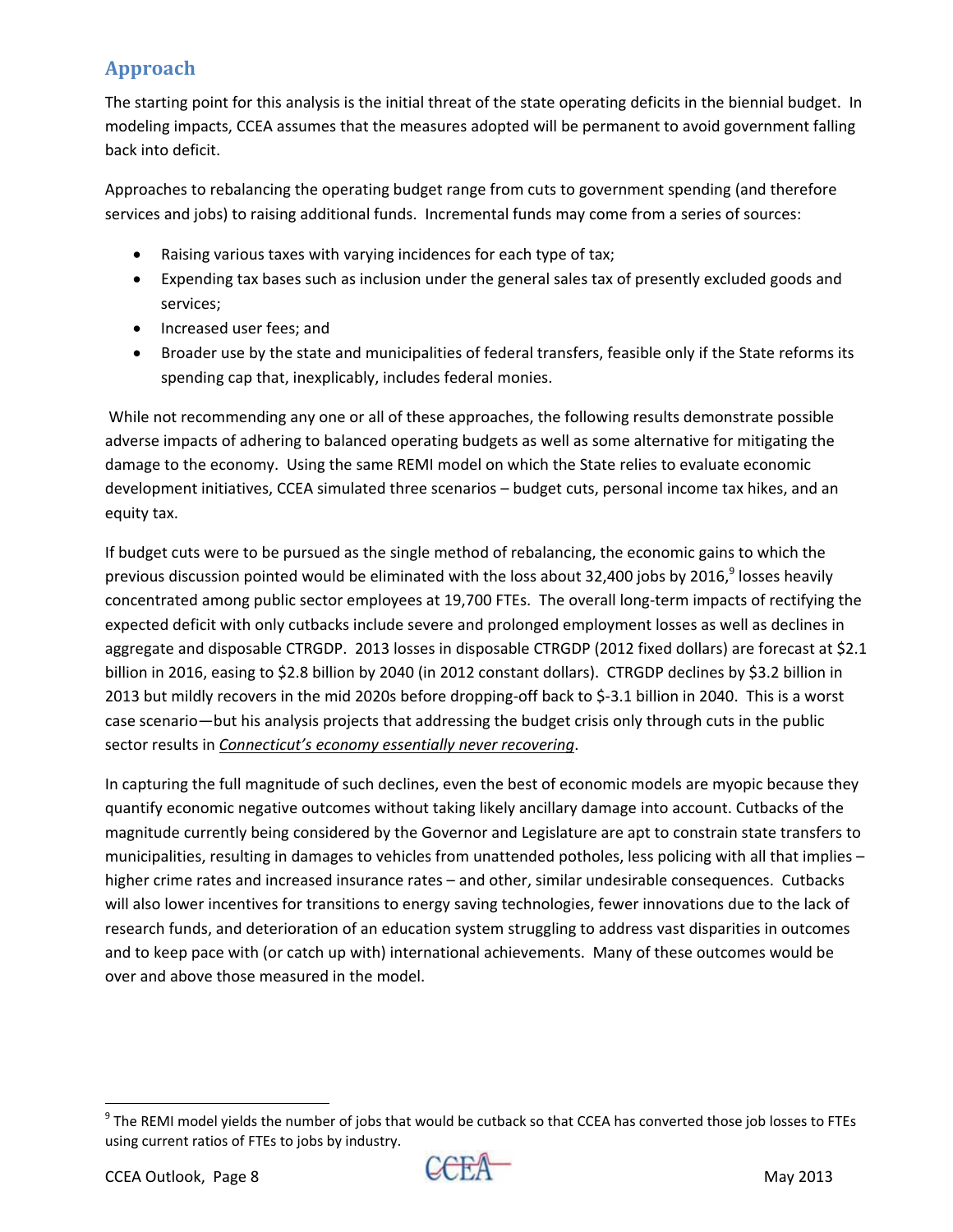## Approach

The starting point for this analysis is the initial threat of the state operating deficits in the biennial budget. In modeling impacts, CCEA assumes that the measures adopted will be permanent to avoid government falling back into deficit.

Approaches to rebalancing the operating budget range from cuts to government spending (and therefore services and jobs) to raising additional funds. Incremental funds may come from a series of sources:

- Raising various taxes with varying incidences for each type of tax;
- Expending tax bases such as inclusion under the general sales tax of presently excluded goods and services;
- Increased user fees; and
- Broader use by the state and municipalities of federal transfers, feasible only if the State reforms its spending cap that, inexplicably, includes federal monies.

While not recommending any one or all of these approaches, the following results demonstrate possible adverse impacts of adhering to balanced operating budgets as well as some alternative for mitigating the damage to the economy. Using the same REMI model on which the State relies to evaluate economic development initiatives, CCEA simulated three scenarios – budget cuts, personal income tax hikes, and an equity tax.

If budget cuts were to be pursued as the single method of rebalancing, the economic gains to which the previous discussion pointed would be eliminated with the loss about 32,400 jobs by 2016,[9] losses heavily concentrated among public sector employees at 19,700 FTEs. The overall long-term impacts of rectifying the expected deficit with only cutbacks include severe and prolonged employment losses as well as declines in aggregate and disposable CTRGDP. 2013 losses in disposable CTRGDP (2012 fixed dollars) are forecast at $2.1 billion in 2016, easing to $2.8 billion by 2040 (in 2012 constant dollars). CTRGDP declines by $3.2 billion in 2013 but mildly recovers in the mid 2020s before dropping-off back to $-3.1 billion in 2040. This is a worst case scenario—but his analysis projects that addressing the budget crisis only through cuts in the public sector results in _Connecticut's economy essentially never recovering_.

In capturing the full magnitude of such declines, even the best of economic models are myopic because they quantify economic negative outcomes without taking likely ancillary damage into account. Cutbacks of the magnitude currently being considered by the Governor and Legislature are apt to constrain state transfers to municipalities, resulting in damages to vehicles from unattended potholes, less policing with all that implies – higher crime rates and increased insurance rates – and other, similar undesirable consequences. Cutbacks will also lower incentives for transitions to energy saving technologies, fewer innovations due to the lack of research funds, and deterioration of an education system struggling to address vast disparities in outcomes and to keep pace with (or catch up with) international achievements. Many of these outcomes would be over and above those measured in the model.

---

[9] The REMI model yields the number of jobs that would be cutback so that CCEA has converted those job losses to FTEs using current ratios of FTEs to jobs by industry.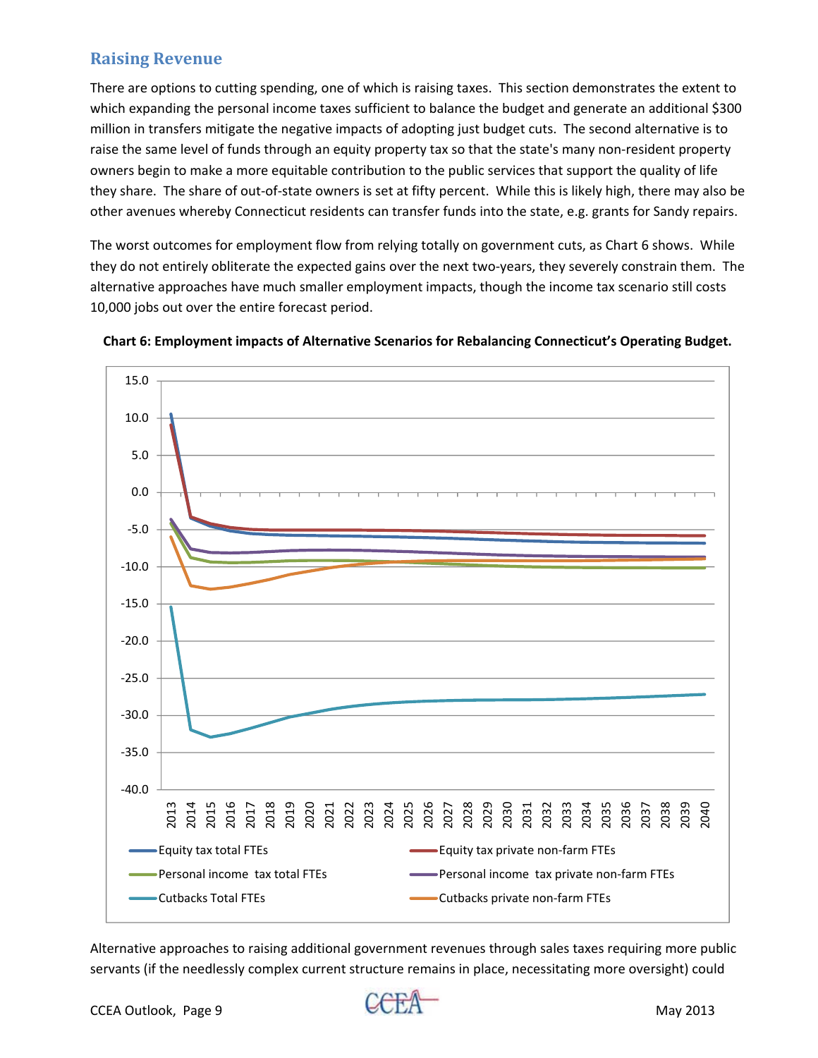## Raising Revenue

There are options to cutting spending, one of which is raising taxes. This section demonstrates the extent to which expanding the personal income taxes sufficient to balance the budget and generate an additional $300 million in transfers mitigate the negative impacts of adopting just budget cuts. The second alternative is to raise the same level of funds through an equity property tax so that the state's many non-resident property owners begin to make a more equitable contribution to the public services that support the quality of life they share. The share of out-of-state owners is set at fifty percent. While this is likely high, there may also be other avenues whereby Connecticut residents can transfer funds into the state, e.g. grants for Sandy repairs.

The worst outcomes for employment flow from relying totally on government cuts, as Chart 6 shows. While they do not entirely obliterate the expected gains over the next two-years, they severely constrain them. The alternative approaches have much smaller employment impacts, though the income tax scenario still costs 10,000 jobs out over the entire forecast period.

**Chart 6: Employment impacts of Alternative Scenarios for Rebalancing Connecticut's Operating Budget.**

Alternative approaches to raising additional government revenues through sales taxes requiring more public servants (if the needlessly complex current structure remains in place, necessitating more oversight) could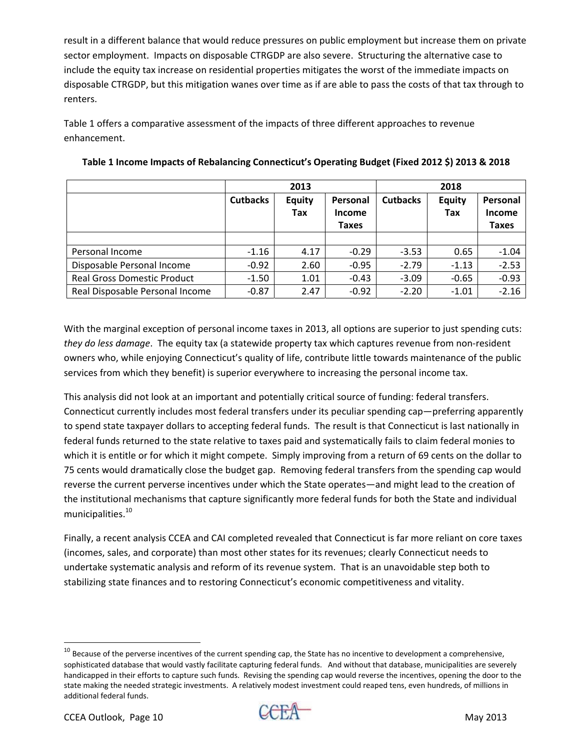result in a different balance that would reduce pressures on public employment but increase them on private sector employment. Impacts on disposable CTRGDP are also severe. Structuring the alternative case to include the equity tax increase on residential properties mitigates the worst of the immediate impacts on disposable CTRGDP, but this mitigation wanes over time as if are able to pass the costs of that tax through to renters.

Table 1 offers a comparative assessment of the impacts of three different approaches to revenue enhancement.

**Table 1 Income Impacts of Rebalancing Connecticut's Operating Budget (Fixed 2012 $) 2013 & 2018**

| | 2013 | | | 2018 | | |
|---|---|---|---|---|---|---|
| | **Cutbacks** | **Equity Tax** | **Personal Income Taxes** | **Cutbacks** | **Equity Tax** | **Personal Income Taxes** |
| | | | | | | |
| Personal Income | -1.16 | 4.17 | -0.29 | -3.53 | 0.65 | -1.04 |
| Disposable Personal Income | -0.92 | 2.60 | -0.95 | -2.79 | -1.13 | -2.53 |
| Real Gross Domestic Product | -1.50 | 1.01 | -0.43 | -3.09 | -0.65 | -0.93 |
| Real Disposable Personal Income | -0.87 | 2.47 | -0.92 | -2.20 | -1.01 | -2.16 |

With the marginal exception of personal income taxes in 2013, all options are superior to just spending cuts: *they do less damage*. The equity tax (a statewide property tax which captures revenue from non-resident owners who, while enjoying Connecticut's quality of life, contribute little towards maintenance of the public services from which they benefit) is superior everywhere to increasing the personal income tax.

This analysis did not look at an important and potentially critical source of funding: federal transfers. Connecticut currently includes most federal transfers under its peculiar spending cap—preferring apparently to spend state taxpayer dollars to accepting federal funds. The result is that Connecticut is last nationally in federal funds returned to the state relative to taxes paid and systematically fails to claim federal monies to which it is entitle or for which it might compete. Simply improving from a return of 69 cents on the dollar to 75 cents would dramatically close the budget gap. Removing federal transfers from the spending cap would reverse the current perverse incentives under which the State operates—and might lead to the creation of the institutional mechanisms that capture significantly more federal funds for both the State and individual municipalities.[10]

Finally, a recent analysis CCEA and CAI completed revealed that Connecticut is far more reliant on core taxes (incomes, sales, and corporate) than most other states for its revenues; clearly Connecticut needs to undertake systematic analysis and reform of its revenue system. That is an unavoidable step both to stabilizing state finances and to restoring Connecticut's economic competitiveness and vitality.

[10] Because of the perverse incentives of the current spending cap, the State has no incentive to development a comprehensive, sophisticated database that would vastly facilitate capturing federal funds. And without that database, municipalities are severely handicapped in their efforts to capture such funds. Revising the spending cap would reverse the incentives, opening the door to the state making the needed strategic investments. A relatively modest investment could reaped tens, even hundreds, of millions in additional federal funds.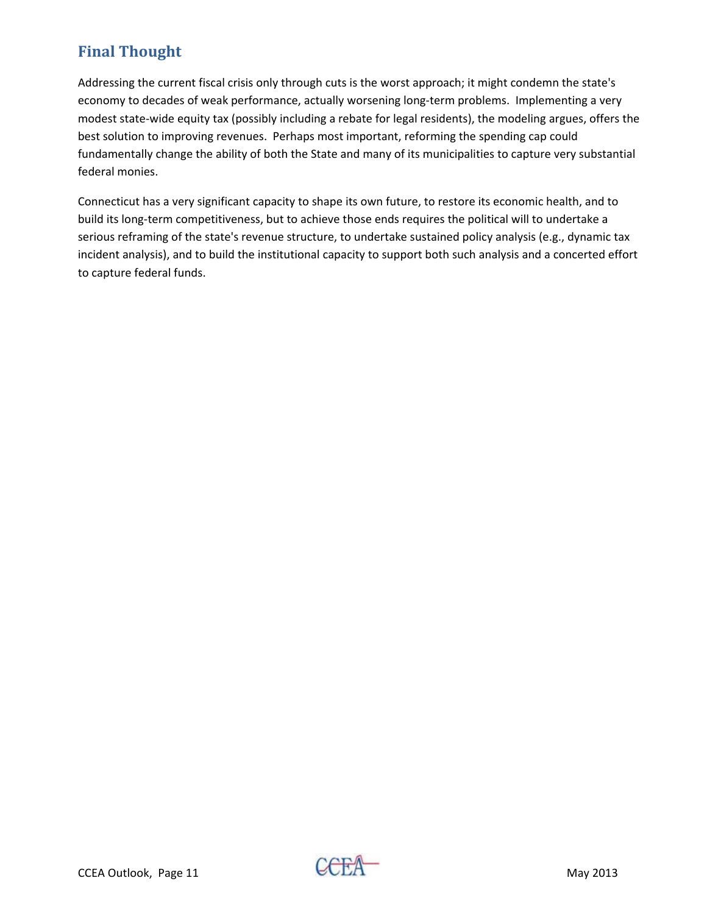## Final Thought

Addressing the current fiscal crisis only through cuts is the worst approach; it might condemn the state's economy to decades of weak performance, actually worsening long-term problems. Implementing a very modest state-wide equity tax (possibly including a rebate for legal residents), the modeling argues, offers the best solution to improving revenues. Perhaps most important, reforming the spending cap could fundamentally change the ability of both the State and many of its municipalities to capture very substantial federal monies.

Connecticut has a very significant capacity to shape its own future, to restore its economic health, and to build its long-term competitiveness, but to achieve those ends requires the political will to undertake a serious reframing of the state's revenue structure, to undertake sustained policy analysis (e.g., dynamic tax incident analysis), and to build the institutional capacity to support both such analysis and a concerted effort to capture federal funds.